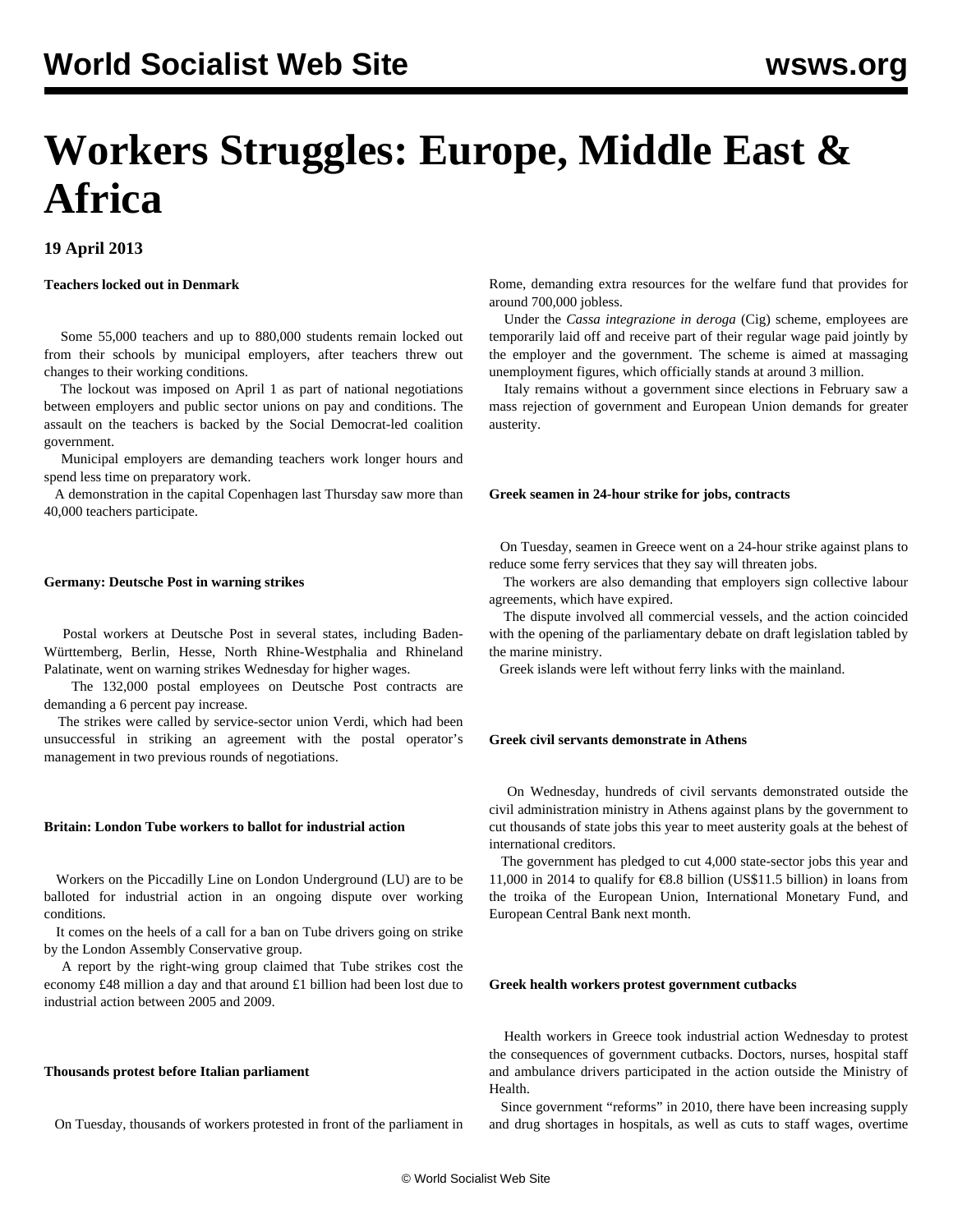# Workers Struggles: Europe, Middle East & Africa

**19 April 2013**

**Teachers locked out in Denmark**

Some 55,000 teachers and up to 880,000 students remain locked out from their schools by municipal employers, after teachers threw out changes to their working conditions.

The lockout was imposed on April 1 as part of national negotiations between employers and public sector unions on pay and conditions. The assault on the teachers is backed by the Social Democrat-led coalition government.

Municipal employers are demanding teachers work longer hours and spend less time on preparatory work.

A demonstration in the capital Copenhagen last Thursday saw more than 40,000 teachers participate.

**Germany: Deutsche Post in warning strikes**

Postal workers at Deutsche Post in several states, including Baden-Württemberg, Berlin, Hesse, North Rhine-Westphalia and Rhineland Palatinate, went on warning strikes Wednesday for higher wages.

The 132,000 postal employees on Deutsche Post contracts are demanding a 6 percent pay increase.

The strikes were called by service-sector union Verdi, which had been unsuccessful in striking an agreement with the postal operator's management in two previous rounds of negotiations.

**Britain: London Tube workers to ballot for industrial action**

Workers on the Piccadilly Line on London Underground (LU) are to be balloted for industrial action in an ongoing dispute over working conditions.

It comes on the heels of a call for a ban on Tube drivers going on strike by the London Assembly Conservative group.

A report by the right-wing group claimed that Tube strikes cost the economy £48 million a day and that around £1 billion had been lost due to industrial action between 2005 and 2009.

**Thousands protest before Italian parliament**

On Tuesday, thousands of workers protested in front of the parliament in Rome, demanding extra resources for the welfare fund that provides for around 700,000 jobless.

Under the *Cassa integrazione in deroga* (Cig) scheme, employees are temporarily laid off and receive part of their regular wage paid jointly by the employer and the government. The scheme is aimed at massaging unemployment figures, which officially stands at around 3 million.

Italy remains without a government since elections in February saw a mass rejection of government and European Union demands for greater austerity.

**Greek seamen in 24-hour strike for jobs, contracts**

On Tuesday, seamen in Greece went on a 24-hour strike against plans to reduce some ferry services that they say will threaten jobs.

The workers are also demanding that employers sign collective labour agreements, which have expired.

The dispute involved all commercial vessels, and the action coincided with the opening of the parliamentary debate on draft legislation tabled by the marine ministry.

Greek islands were left without ferry links with the mainland.

**Greek civil servants demonstrate in Athens**

On Wednesday, hundreds of civil servants demonstrated outside the civil administration ministry in Athens against plans by the government to cut thousands of state jobs this year to meet austerity goals at the behest of international creditors.

The government has pledged to cut 4,000 state-sector jobs this year and 11,000 in 2014 to qualify for €8.8 billion (US$11.5 billion) in loans from the troika of the European Union, International Monetary Fund, and European Central Bank next month.

**Greek health workers protest government cutbacks**

Health workers in Greece took industrial action Wednesday to protest the consequences of government cutbacks. Doctors, nurses, hospital staff and ambulance drivers participated in the action outside the Ministry of Health.

Since government "reforms" in 2010, there have been increasing supply and drug shortages in hospitals, as well as cuts to staff wages, overtime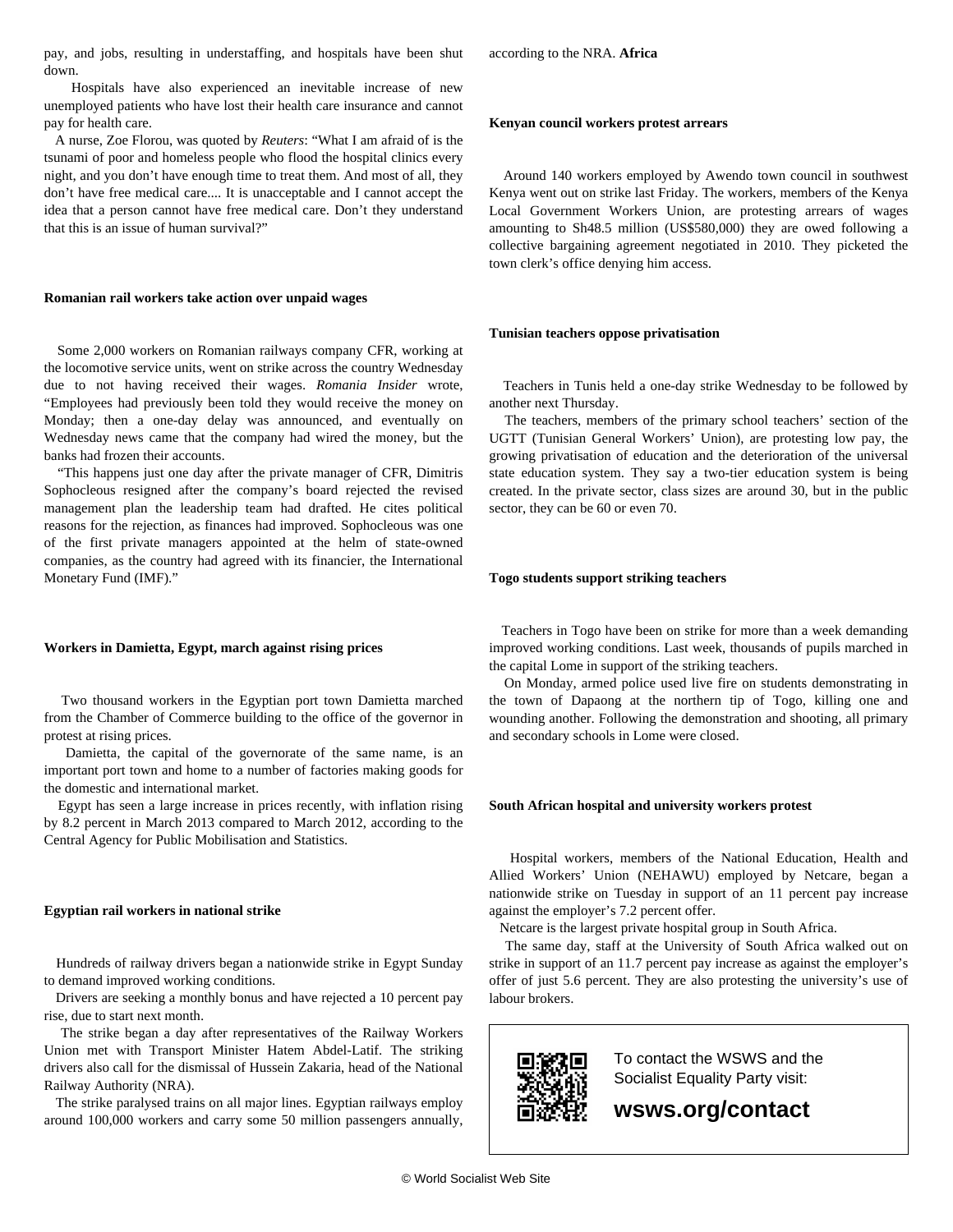pay, and jobs, resulting in understaffing, and hospitals have been shut down.

Hospitals have also experienced an inevitable increase of new unemployed patients who have lost their health care insurance and cannot pay for health care.

A nurse, Zoe Florou, was quoted by *Reuters*: "What I am afraid of is the tsunami of poor and homeless people who flood the hospital clinics every night, and you don't have enough time to treat them. And most of all, they don't have free medical care.... It is unacceptable and I cannot accept the idea that a person cannot have free medical care. Don't they understand that this is an issue of human survival?"

**Romanian rail workers take action over unpaid wages**

Some 2,000 workers on Romanian railways company CFR, working at the locomotive service units, went on strike across the country Wednesday due to not having received their wages. *Romania Insider* wrote, "Employees had previously been told they would receive the money on Monday; then a one-day delay was announced, and eventually on Wednesday news came that the company had wired the money, but the banks had frozen their accounts.

"This happens just one day after the private manager of CFR, Dimitris Sophocleous resigned after the company's board rejected the revised management plan the leadership team had drafted. He cites political reasons for the rejection, as finances had improved. Sophocleous was one of the first private managers appointed at the helm of state-owned companies, as the country had agreed with its financier, the International Monetary Fund (IMF)."

**Workers in Damietta, Egypt, march against rising prices**

Two thousand workers in the Egyptian port town Damietta marched from the Chamber of Commerce building to the office of the governor in protest at rising prices.

Damietta, the capital of the governorate of the same name, is an important port town and home to a number of factories making goods for the domestic and international market.

Egypt has seen a large increase in prices recently, with inflation rising by 8.2 percent in March 2013 compared to March 2012, according to the Central Agency for Public Mobilisation and Statistics.

**Egyptian rail workers in national strike**

Hundreds of railway drivers began a nationwide strike in Egypt Sunday to demand improved working conditions.

Drivers are seeking a monthly bonus and have rejected a 10 percent pay rise, due to start next month.

The strike began a day after representatives of the Railway Workers Union met with Transport Minister Hatem Abdel-Latif. The striking drivers also call for the dismissal of Hussein Zakaria, head of the National Railway Authority (NRA).

The strike paralysed trains on all major lines. Egyptian railways employ around 100,000 workers and carry some 50 million passengers annually, according to the NRA. **Africa**

**Kenyan council workers protest arrears**

Around 140 workers employed by Awendo town council in southwest Kenya went out on strike last Friday. The workers, members of the Kenya Local Government Workers Union, are protesting arrears of wages amounting to Sh48.5 million (US$580,000) they are owed following a collective bargaining agreement negotiated in 2010. They picketed the town clerk's office denying him access.

**Tunisian teachers oppose privatisation**

Teachers in Tunis held a one-day strike Wednesday to be followed by another next Thursday.

The teachers, members of the primary school teachers' section of the UGTT (Tunisian General Workers' Union), are protesting low pay, the growing privatisation of education and the deterioration of the universal state education system. They say a two-tier education system is being created. In the private sector, class sizes are around 30, but in the public sector, they can be 60 or even 70.

**Togo students support striking teachers**

Teachers in Togo have been on strike for more than a week demanding improved working conditions. Last week, thousands of pupils marched in the capital Lome in support of the striking teachers.

On Monday, armed police used live fire on students demonstrating in the town of Dapaong at the northern tip of Togo, killing one and wounding another. Following the demonstration and shooting, all primary and secondary schools in Lome were closed.

**South African hospital and university workers protest**

Hospital workers, members of the National Education, Health and Allied Workers' Union (NEHAWU) employed by Netcare, began a nationwide strike on Tuesday in support of an 11 percent pay increase against the employer's 7.2 percent offer.

Netcare is the largest private hospital group in South Africa.

The same day, staff at the University of South Africa walked out on strike in support of an 11.7 percent pay increase as against the employer's offer of just 5.6 percent. They are also protesting the university's use of labour brokers.

To contact the WSWS and the Socialist Equality Party visit:

**wsws.org/contact**